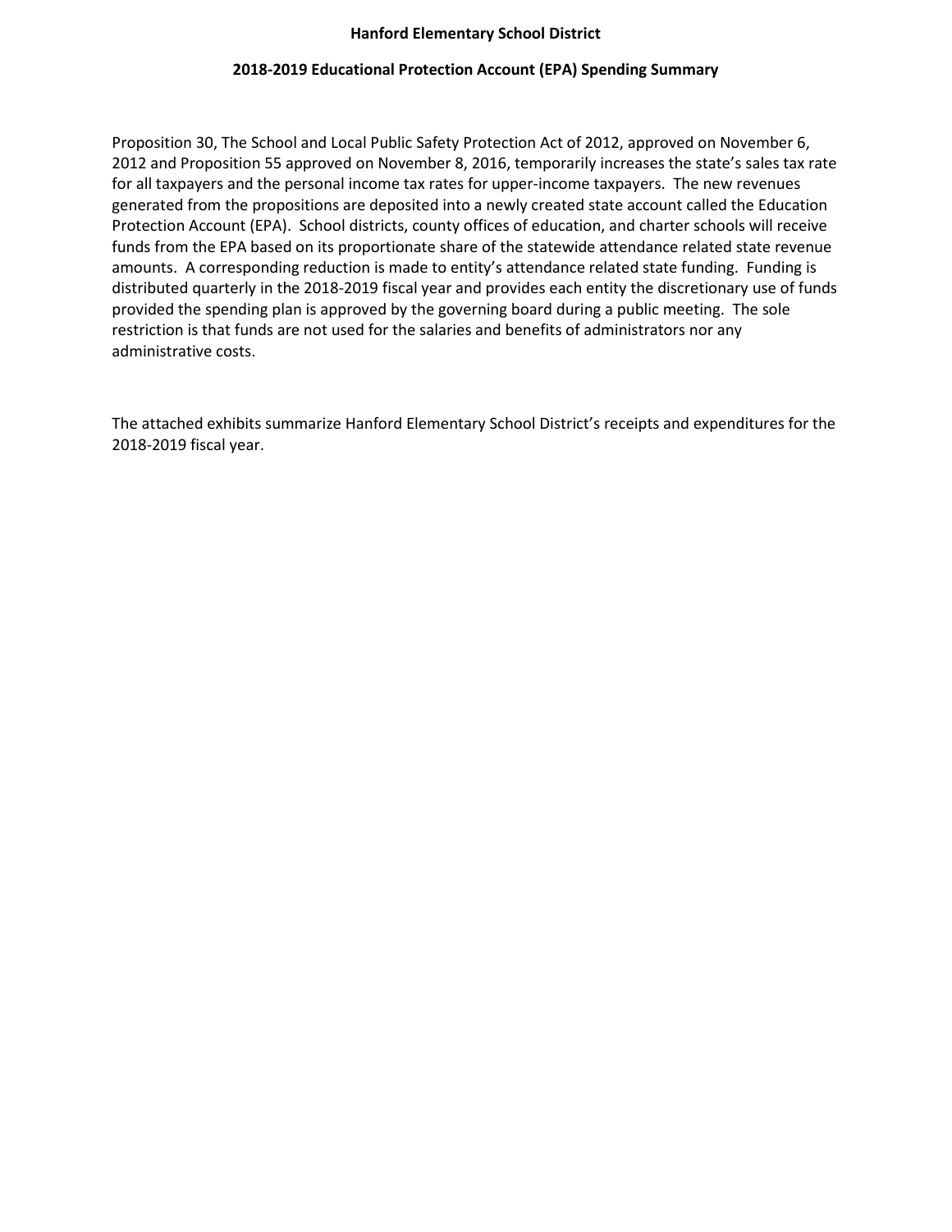# Hanford Elementary School District

## 2018-2019 Educational Protection Account (EPA) Spending Summary

Proposition 30, The School and Local Public Safety Protection Act of 2012, approved on November 6, 2012 and Proposition 55 approved on November 8, 2016, temporarily increases the state's sales tax rate for all taxpayers and the personal income tax rates for upper-income taxpayers. The new revenues generated from the propositions are deposited into a newly created state account called the Education Protection Account (EPA). School districts, county offices of education, and charter schools will receive funds from the EPA based on its proportionate share of the statewide attendance related state revenue amounts. A corresponding reduction is made to entity's attendance related state funding. Funding is distributed quarterly in the 2018-2019 fiscal year and provides each entity the discretionary use of funds provided the spending plan is approved by the governing board during a public meeting. The sole restriction is that funds are not used for the salaries and benefits of administrators nor any administrative costs.

The attached exhibits summarize Hanford Elementary School District's receipts and expenditures for the 2018-2019 fiscal year.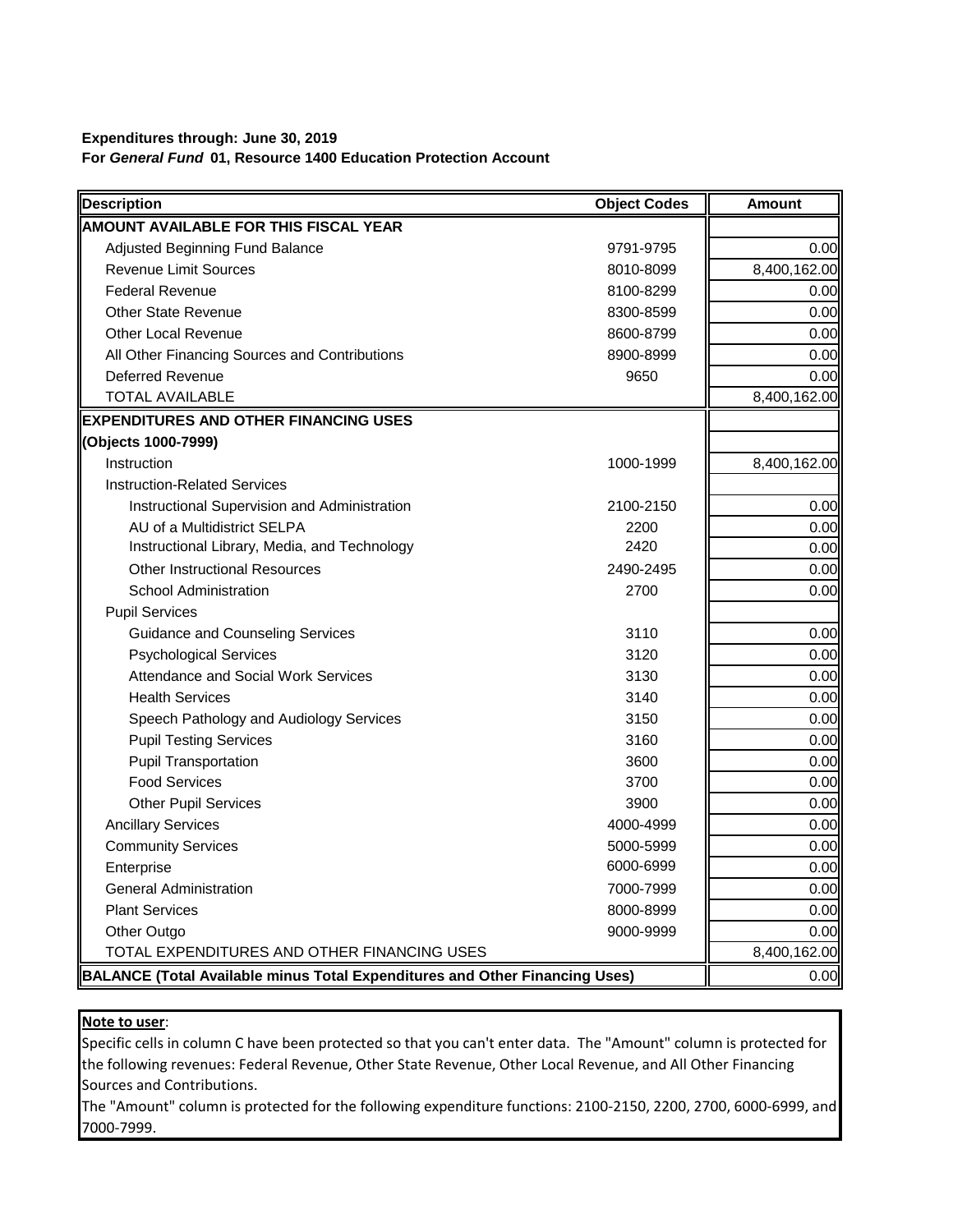**Expenditures through: June 30, 2019**
**For *General Fund* 01, Resource 1400 Education Protection Account**

| Description | Object Codes | Amount |
|---|---|---|
| **AMOUNT AVAILABLE FOR THIS FISCAL YEAR** | | |
| Adjusted Beginning Fund Balance | 9791-9795 | 0.00 |
| Revenue Limit Sources | 8010-8099 | 8,400,162.00 |
| Federal Revenue | 8100-8299 | 0.00 |
| Other State Revenue | 8300-8599 | 0.00 |
| Other Local Revenue | 8600-8799 | 0.00 |
| All Other Financing Sources and Contributions | 8900-8999 | 0.00 |
| Deferred Revenue | 9650 | 0.00 |
| TOTAL AVAILABLE | | 8,400,162.00 |
| **EXPENDITURES AND OTHER FINANCING USES** | | |
| **(Objects 1000-7999)** | | |
| Instruction | 1000-1999 | 8,400,162.00 |
| Instruction-Related Services | | |
| Instructional Supervision and Administration | 2100-2150 | 0.00 |
| AU of a Multidistrict SELPA | 2200 | 0.00 |
| Instructional Library, Media, and Technology | 2420 | 0.00 |
| Other Instructional Resources | 2490-2495 | 0.00 |
| School Administration | 2700 | 0.00 |
| Pupil Services | | |
| Guidance and Counseling Services | 3110 | 0.00 |
| Psychological Services | 3120 | 0.00 |
| Attendance and Social Work Services | 3130 | 0.00 |
| Health Services | 3140 | 0.00 |
| Speech Pathology and Audiology Services | 3150 | 0.00 |
| Pupil Testing Services | 3160 | 0.00 |
| Pupil Transportation | 3600 | 0.00 |
| Food Services | 3700 | 0.00 |
| Other Pupil Services | 3900 | 0.00 |
| Ancillary Services | 4000-4999 | 0.00 |
| Community Services | 5000-5999 | 0.00 |
| Enterprise | 6000-6999 | 0.00 |
| General Administration | 7000-7999 | 0.00 |
| Plant Services | 8000-8999 | 0.00 |
| Other Outgo | 9000-9999 | 0.00 |
| TOTAL EXPENDITURES AND OTHER FINANCING USES | | 8,400,162.00 |
| **BALANCE (Total Available minus Total Expenditures and Other Financing Uses)** | | 0.00 |

**Note to user**:
Specific cells in column C have been protected so that you can't enter data. The "Amount" column is protected for the following revenues: Federal Revenue, Other State Revenue, Other Local Revenue, and All Other Financing Sources and Contributions.
The "Amount" column is protected for the following expenditure functions: 2100-2150, 2200, 2700, 6000-6999, and 7000-7999.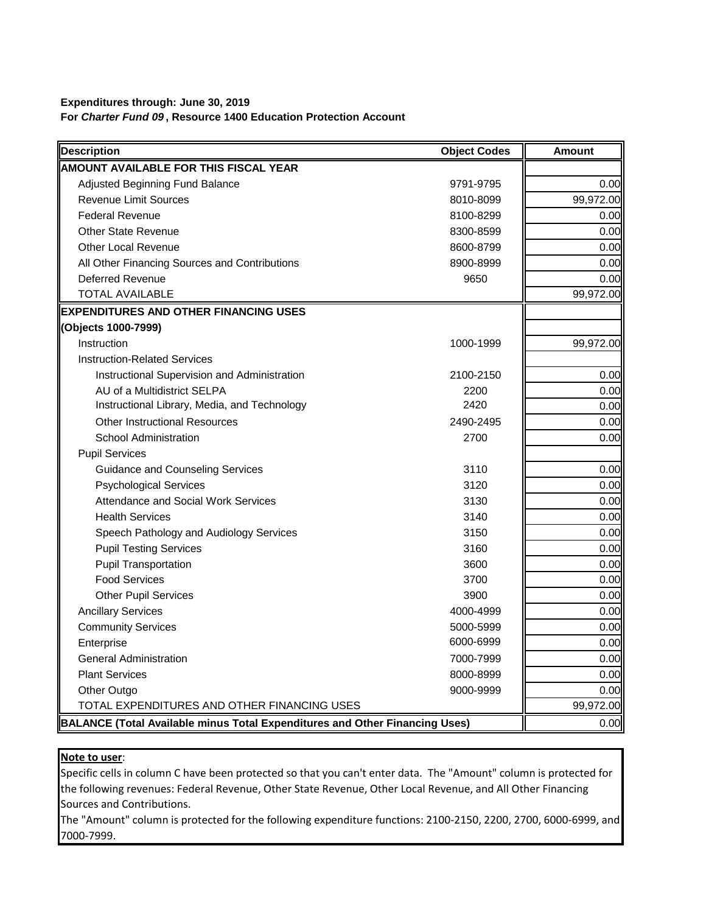**Expenditures through: June 30, 2019**
**For *Charter Fund 09* , Resource 1400 Education Protection Account**

| Description | Object Codes | Amount |
|---|---|---|
| **AMOUNT AVAILABLE FOR THIS FISCAL YEAR** | | |
| Adjusted Beginning Fund Balance | 9791-9795 | 0.00 |
| Revenue Limit Sources | 8010-8099 | 99,972.00 |
| Federal Revenue | 8100-8299 | 0.00 |
| Other State Revenue | 8300-8599 | 0.00 |
| Other Local Revenue | 8600-8799 | 0.00 |
| All Other Financing Sources and Contributions | 8900-8999 | 0.00 |
| Deferred Revenue | 9650 | 0.00 |
| TOTAL AVAILABLE | | 99,972.00 |
| **EXPENDITURES AND OTHER FINANCING USES** | | |
| **(Objects 1000-7999)** | | |
| Instruction | 1000-1999 | 99,972.00 |
| Instruction-Related Services | | |
| Instructional Supervision and Administration | 2100-2150 | 0.00 |
| AU of a Multidistrict SELPA | 2200 | 0.00 |
| Instructional Library, Media, and Technology | 2420 | 0.00 |
| Other Instructional Resources | 2490-2495 | 0.00 |
| School Administration | 2700 | 0.00 |
| Pupil Services | | |
| Guidance and Counseling Services | 3110 | 0.00 |
| Psychological Services | 3120 | 0.00 |
| Attendance and Social Work Services | 3130 | 0.00 |
| Health Services | 3140 | 0.00 |
| Speech Pathology and Audiology Services | 3150 | 0.00 |
| Pupil Testing Services | 3160 | 0.00 |
| Pupil Transportation | 3600 | 0.00 |
| Food Services | 3700 | 0.00 |
| Other Pupil Services | 3900 | 0.00 |
| Ancillary Services | 4000-4999 | 0.00 |
| Community Services | 5000-5999 | 0.00 |
| Enterprise | 6000-6999 | 0.00 |
| General Administration | 7000-7999 | 0.00 |
| Plant Services | 8000-8999 | 0.00 |
| Other Outgo | 9000-9999 | 0.00 |
| TOTAL EXPENDITURES AND OTHER FINANCING USES | | 99,972.00 |
| **BALANCE (Total Available minus Total Expenditures and Other Financing Uses)** | | 0.00 |

**Note to user**:
Specific cells in column C have been protected so that you can't enter data. The "Amount" column is protected for the following revenues: Federal Revenue, Other State Revenue, Other Local Revenue, and All Other Financing Sources and Contributions.
The "Amount" column is protected for the following expenditure functions: 2100-2150, 2200, 2700, 6000-6999, and 7000-7999.